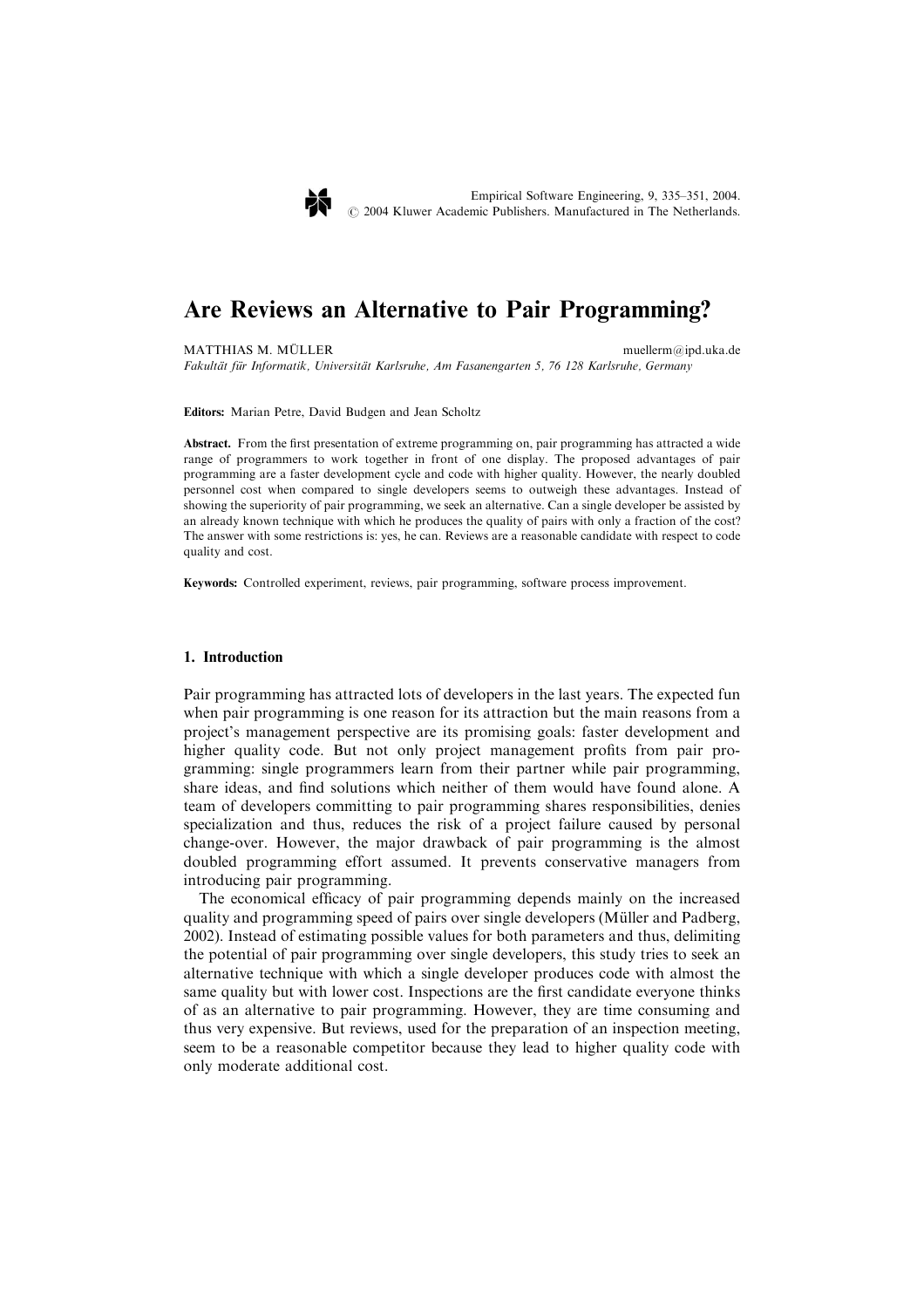# Are Reviews an Alternative to Pair Programming?

MATTHIAS M. MÜLLER muellerm@ipd.uka.de

*Fakultät für Informatik, Universität Karlsruhe, Am Fasanengarten 5, 76 128 Karlsruhe, Germany*

**Editors:** Marian Petre, David Budgen and Jean Scholtz

**Abstract.** From the first presentation of extreme programming on, pair programming has attracted a wide range of programmers to work together in front of one display. The proposed advantages of pair programming are a faster development cycle and code with higher quality. However, the nearly doubled personnel cost when compared to single developers seems to outweigh these advantages. Instead of showing the superiority of pair programming, we seek an alternative. Can a single developer be assisted by an already known technique with which he produces the quality of pairs with only a fraction of the cost? The answer with some restrictions is: yes, he can. Reviews are a reasonable candidate with respect to code quality and cost.

**Keywords:** Controlled experiment, reviews, pair programming, software process improvement.

## 1. Introduction

Pair programming has attracted lots of developers in the last years. The expected fun when pair programming is one reason for its attraction but the main reasons from a project's management perspective are its promising goals: faster development and higher quality code. But not only project management profits from pair programming: single programmers learn from their partner while pair programming, share ideas, and find solutions which neither of them would have found alone. A team of developers committing to pair programming shares responsibilities, denies specialization and thus, reduces the risk of a project failure caused by personal change-over. However, the major drawback of pair programming is the almost doubled programming effort assumed. It prevents conservative managers from introducing pair programming.

The economical efficacy of pair programming depends mainly on the increased quality and programming speed of pairs over single developers (Müller and Padberg, 2002). Instead of estimating possible values for both parameters and thus, delimiting the potential of pair programming over single developers, this study tries to seek an alternative technique with which a single developer produces code with almost the same quality but with lower cost. Inspections are the first candidate everyone thinks of as an alternative to pair programming. However, they are time consuming and thus very expensive. But reviews, used for the preparation of an inspection meeting, seem to be a reasonable competitor because they lead to higher quality code with only moderate additional cost.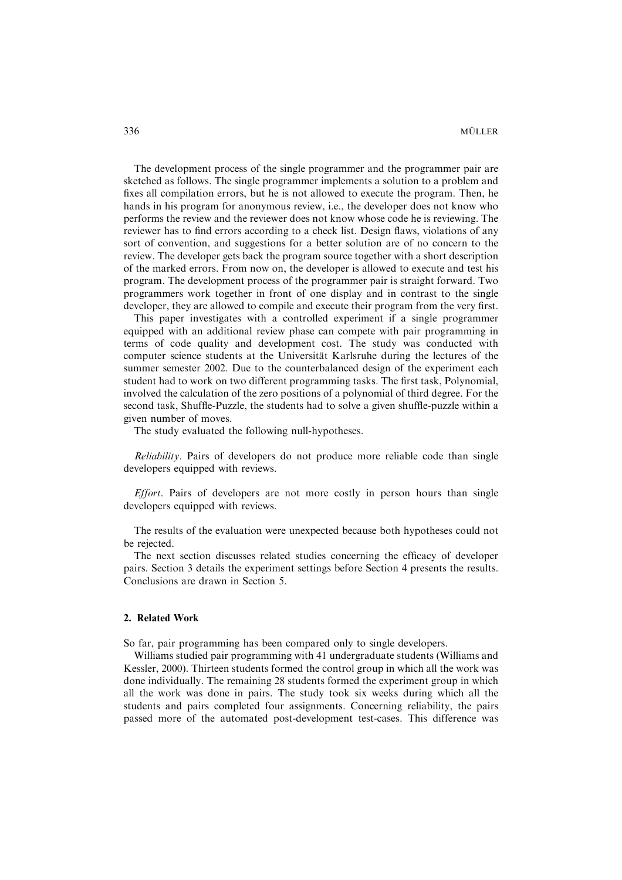The development process of the single programmer and the programmer pair are sketched as follows. The single programmer implements a solution to a problem and fixes all compilation errors, but he is not allowed to execute the program. Then, he hands in his program for anonymous review, i.e., the developer does not know who performs the review and the reviewer does not know whose code he is reviewing. The reviewer has to find errors according to a check list. Design flaws, violations of any sort of convention, and suggestions for a better solution are of no concern to the review. The developer gets back the program source together with a short description of the marked errors. From now on, the developer is allowed to execute and test his program. The development process of the programmer pair is straight forward. Two programmers work together in front of one display and in contrast to the single developer, they are allowed to compile and execute their program from the very first.

This paper investigates with a controlled experiment if a single programmer equipped with an additional review phase can compete with pair programming in terms of code quality and development cost. The study was conducted with computer science students at the Universität Karlsruhe during the lectures of the summer semester 2002. Due to the counterbalanced design of the experiment each student had to work on two different programming tasks. The first task, Polynomial, involved the calculation of the zero positions of a polynomial of third degree. For the second task, Shuffle-Puzzle, the students had to solve a given shuffle-puzzle within a given number of moves.

The study evaluated the following null-hypotheses.

*Reliability*. Pairs of developers do not produce more reliable code than single developers equipped with reviews.

*Effort*. Pairs of developers are not more costly in person hours than single developers equipped with reviews.

The results of the evaluation were unexpected because both hypotheses could not be rejected.

The next section discusses related studies concerning the efficacy of developer pairs. Section 3 details the experiment settings before Section 4 presents the results. Conclusions are drawn in Section 5.

## 2. Related Work

So far, pair programming has been compared only to single developers.

Williams studied pair programming with 41 undergraduate students (Williams and Kessler, 2000). Thirteen students formed the control group in which all the work was done individually. The remaining 28 students formed the experiment group in which all the work was done in pairs. The study took six weeks during which all the students and pairs completed four assignments. Concerning reliability, the pairs passed more of the automated post-development test-cases. This difference was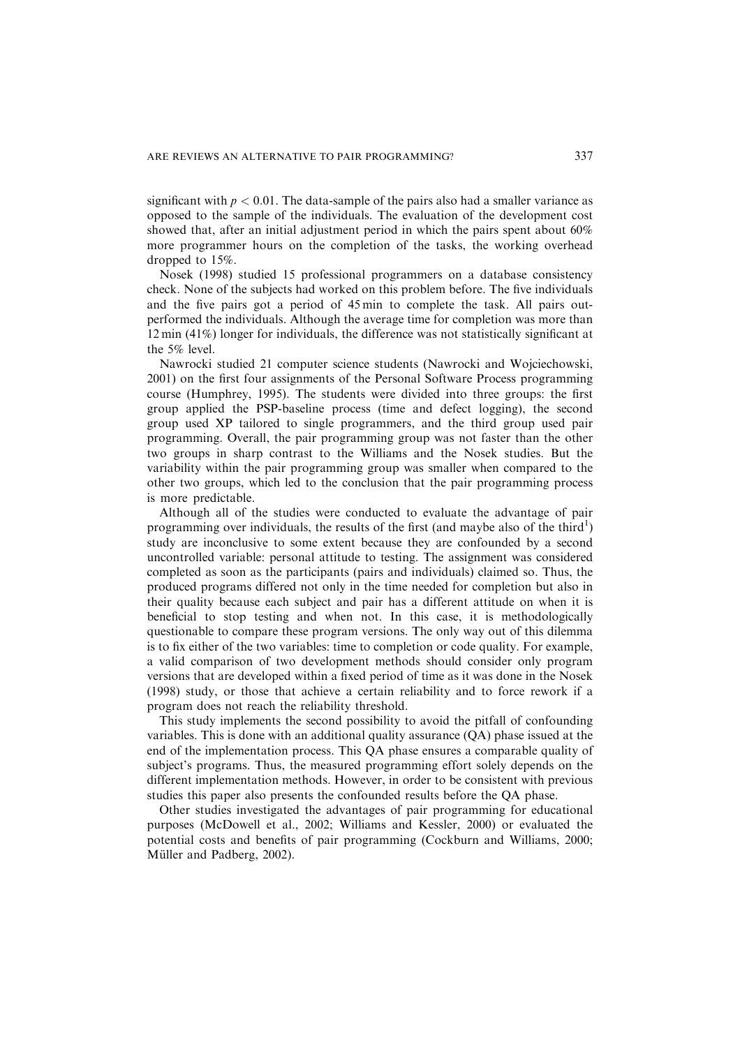significant with $p < 0.01$. The data-sample of the pairs also had a smaller variance as opposed to the sample of the individuals. The evaluation of the development cost showed that, after an initial adjustment period in which the pairs spent about 60% more programmer hours on the completion of the tasks, the working overhead dropped to 15%.

Nosek (1998) studied 15 professional programmers on a database consistency check. None of the subjects had worked on this problem before. The five individuals and the five pairs got a period of 45 min to complete the task. All pairs outperformed the individuals. Although the average time for completion was more than 12 min (41%) longer for individuals, the difference was not statistically significant at the 5% level.

Nawrocki studied 21 computer science students (Nawrocki and Wojciechowski, 2001) on the first four assignments of the Personal Software Process programming course (Humphrey, 1995). The students were divided into three groups: the first group applied the PSP-baseline process (time and defect logging), the second group used XP tailored to single programmers, and the third group used pair programming. Overall, the pair programming group was not faster than the other two groups in sharp contrast to the Williams and the Nosek studies. But the variability within the pair programming group was smaller when compared to the other two groups, which led to the conclusion that the pair programming process is more predictable.

Although all of the studies were conducted to evaluate the advantage of pair programming over individuals, the results of the first (and maybe also of the third[1]) study are inconclusive to some extent because they are confounded by a second uncontrolled variable: personal attitude to testing. The assignment was considered completed as soon as the participants (pairs and individuals) claimed so. Thus, the produced programs differed not only in the time needed for completion but also in their quality because each subject and pair has a different attitude on when it is beneficial to stop testing and when not. In this case, it is methodologically questionable to compare these program versions. The only way out of this dilemma is to fix either of the two variables: time to completion or code quality. For example, a valid comparison of two development methods should consider only program versions that are developed within a fixed period of time as it was done in the Nosek (1998) study, or those that achieve a certain reliability and to force rework if a program does not reach the reliability threshold.

This study implements the second possibility to avoid the pitfall of confounding variables. This is done with an additional quality assurance (QA) phase issued at the end of the implementation process. This QA phase ensures a comparable quality of subject's programs. Thus, the measured programming effort solely depends on the different implementation methods. However, in order to be consistent with previous studies this paper also presents the confounded results before the QA phase.

Other studies investigated the advantages of pair programming for educational purposes (McDowell et al., 2002; Williams and Kessler, 2000) or evaluated the potential costs and benefits of pair programming (Cockburn and Williams, 2000; Müller and Padberg, 2002).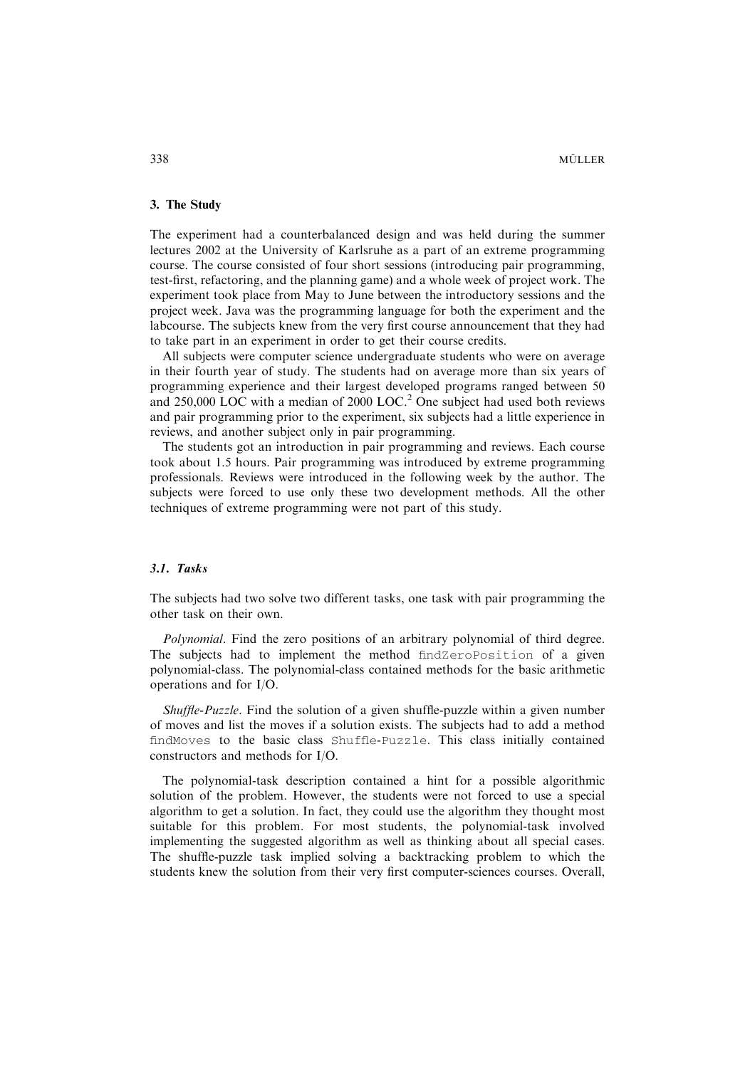## 3. The Study

The experiment had a counterbalanced design and was held during the summer lectures 2002 at the University of Karlsruhe as a part of an extreme programming course. The course consisted of four short sessions (introducing pair programming, test-first, refactoring, and the planning game) and a whole week of project work. The experiment took place from May to June between the introductory sessions and the project week. Java was the programming language for both the experiment and the labcourse. The subjects knew from the very first course announcement that they had to take part in an experiment in order to get their course credits.

All subjects were computer science undergraduate students who were on average in their fourth year of study. The students had on average more than six years of programming experience and their largest developed programs ranged between 50 and 250,000 LOC with a median of 2000 LOC.[2] One subject had used both reviews and pair programming prior to the experiment, six subjects had a little experience in reviews, and another subject only in pair programming.

The students got an introduction in pair programming and reviews. Each course took about 1.5 hours. Pair programming was introduced by extreme programming professionals. Reviews were introduced in the following week by the author. The subjects were forced to use only these two development methods. All the other techniques of extreme programming were not part of this study.

### 3.1. Tasks

The subjects had two solve two different tasks, one task with pair programming the other task on their own.

*Polynomial*. Find the zero positions of an arbitrary polynomial of third degree. The subjects had to implement the method `findZeroPosition` of a given polynomial-class. The polynomial-class contained methods for the basic arithmetic operations and for I/O.

*Shuffle-Puzzle*. Find the solution of a given shuffle-puzzle within a given number of moves and list the moves if a solution exists. The subjects had to add a method `findMoves` to the basic class `Shuffle-Puzzle`. This class initially contained constructors and methods for I/O.

The polynomial-task description contained a hint for a possible algorithmic solution of the problem. However, the students were not forced to use a special algorithm to get a solution. In fact, they could use the algorithm they thought most suitable for this problem. For most students, the polynomial-task involved implementing the suggested algorithm as well as thinking about all special cases. The shuffle-puzzle task implied solving a backtracking problem to which the students knew the solution from their very first computer-sciences courses. Overall,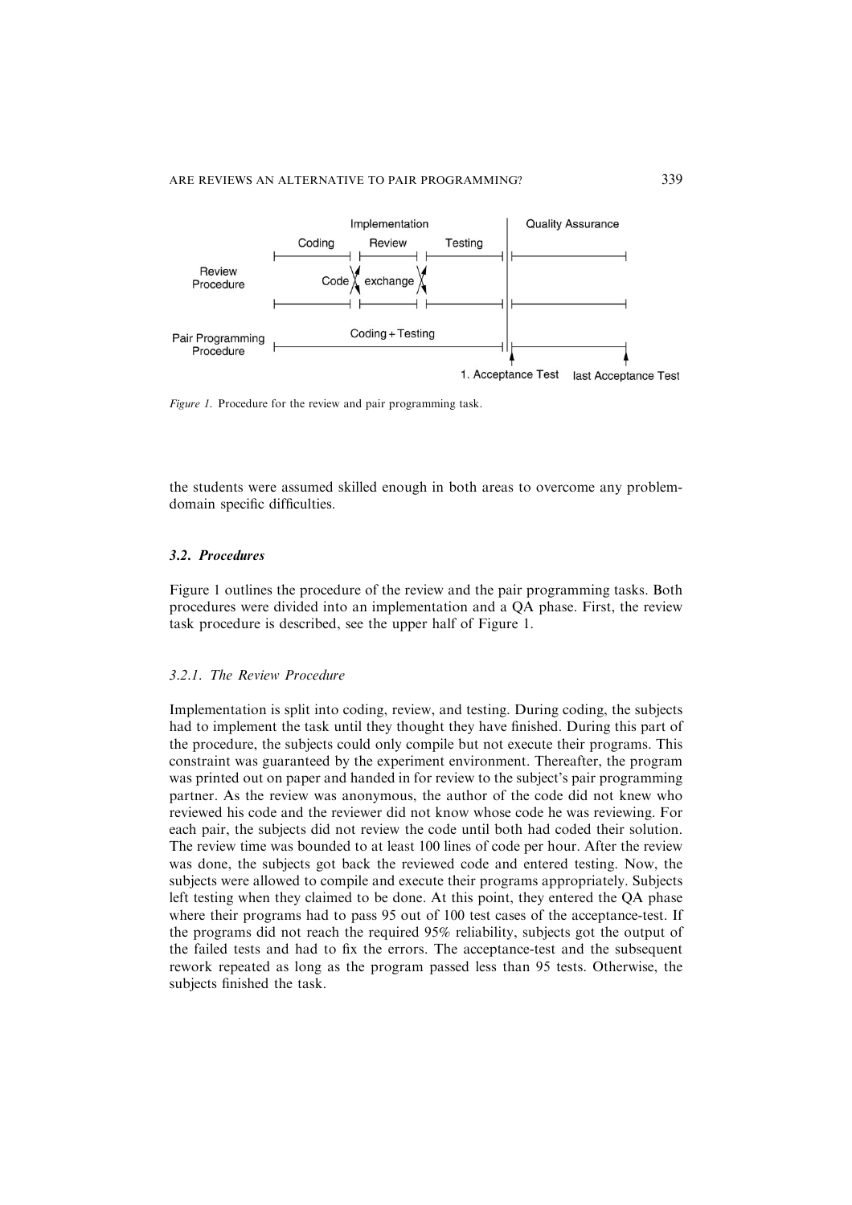Figure 1. Procedure for the review and pair programming task.

the students were assumed skilled enough in both areas to overcome any problem-domain specific difficulties.

### 3.2. Procedures

Figure 1 outlines the procedure of the review and the pair programming tasks. Both procedures were divided into an implementation and a QA phase. First, the review task procedure is described, see the upper half of Figure 1.

#### 3.2.1. The Review Procedure

Implementation is split into coding, review, and testing. During coding, the subjects had to implement the task until they thought they have finished. During this part of the procedure, the subjects could only compile but not execute their programs. This constraint was guaranteed by the experiment environment. Thereafter, the program was printed out on paper and handed in for review to the subject's pair programming partner. As the review was anonymous, the author of the code did not knew who reviewed his code and the reviewer did not know whose code he was reviewing. For each pair, the subjects did not review the code until both had coded their solution. The review time was bounded to at least 100 lines of code per hour. After the review was done, the subjects got back the reviewed code and entered testing. Now, the subjects were allowed to compile and execute their programs appropriately. Subjects left testing when they claimed to be done. At this point, they entered the QA phase where their programs had to pass 95 out of 100 test cases of the acceptance-test. If the programs did not reach the required 95% reliability, subjects got the output of the failed tests and had to fix the errors. The acceptance-test and the subsequent rework repeated as long as the program passed less than 95 tests. Otherwise, the subjects finished the task.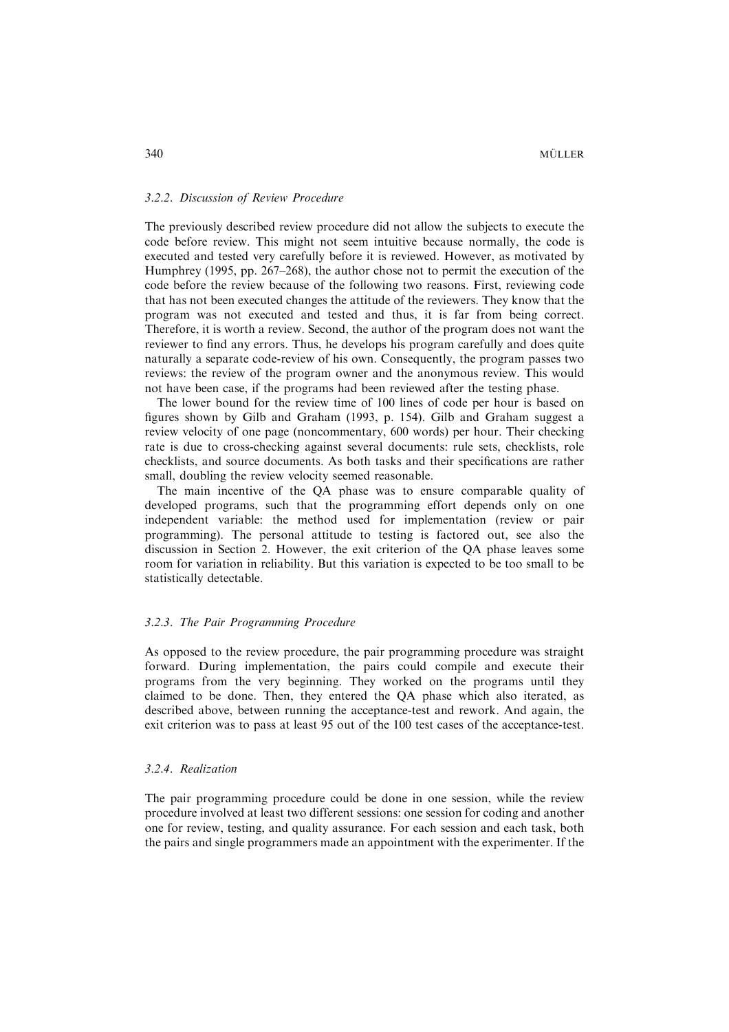### 3.2.2. Discussion of Review Procedure

The previously described review procedure did not allow the subjects to execute the code before review. This might not seem intuitive because normally, the code is executed and tested very carefully before it is reviewed. However, as motivated by Humphrey (1995, pp. 267–268), the author chose not to permit the execution of the code before the review because of the following two reasons. First, reviewing code that has not been executed changes the attitude of the reviewers. They know that the program was not executed and tested and thus, it is far from being correct. Therefore, it is worth a review. Second, the author of the program does not want the reviewer to find any errors. Thus, he develops his program carefully and does quite naturally a separate code-review of his own. Consequently, the program passes two reviews: the review of the program owner and the anonymous review. This would not have been case, if the programs had been reviewed after the testing phase.

The lower bound for the review time of 100 lines of code per hour is based on figures shown by Gilb and Graham (1993, p. 154). Gilb and Graham suggest a review velocity of one page (noncommentary, 600 words) per hour. Their checking rate is due to cross-checking against several documents: rule sets, checklists, role checklists, and source documents. As both tasks and their specifications are rather small, doubling the review velocity seemed reasonable.

The main incentive of the QA phase was to ensure comparable quality of developed programs, such that the programming effort depends only on one independent variable: the method used for implementation (review or pair programming). The personal attitude to testing is factored out, see also the discussion in Section 2. However, the exit criterion of the QA phase leaves some room for variation in reliability. But this variation is expected to be too small to be statistically detectable.

### 3.2.3. The Pair Programming Procedure

As opposed to the review procedure, the pair programming procedure was straight forward. During implementation, the pairs could compile and execute their programs from the very beginning. They worked on the programs until they claimed to be done. Then, they entered the QA phase which also iterated, as described above, between running the acceptance-test and rework. And again, the exit criterion was to pass at least 95 out of the 100 test cases of the acceptance-test.

### 3.2.4. Realization

The pair programming procedure could be done in one session, while the review procedure involved at least two different sessions: one session for coding and another one for review, testing, and quality assurance. For each session and each task, both the pairs and single programmers made an appointment with the experimenter. If the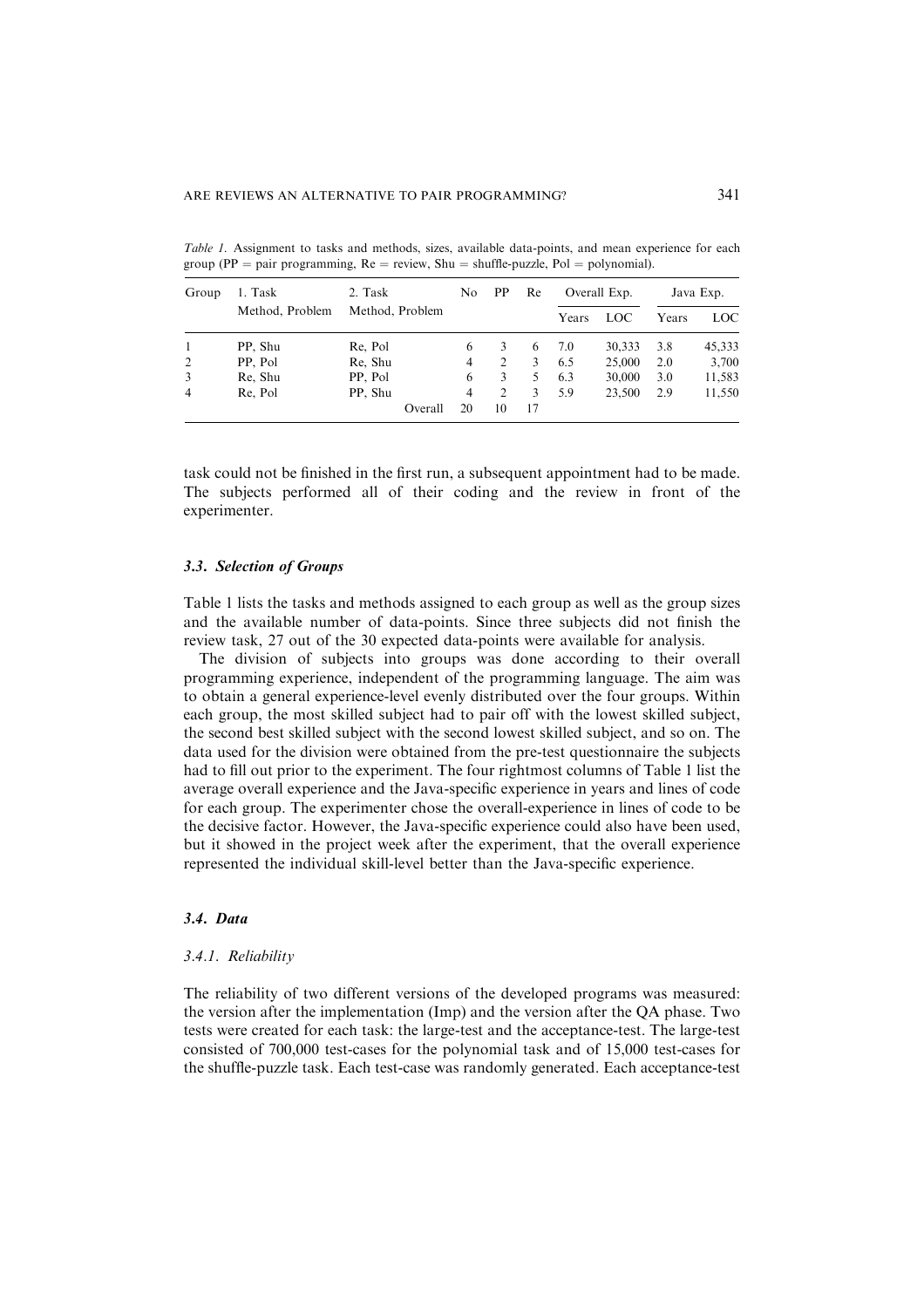*Table 1*. Assignment to tasks and methods, sizes, available data-points, and mean experience for each group (PP = pair programming, Re = review, Shu = shuffle-puzzle, Pol = polynomial).

| Group | 1. Task Method, Problem | 2. Task Method, Problem | No | PP | Re | Overall Exp. | | Java Exp. | |
|---|---|---|---|---|---|---|---|---|---|
| | | | | | | Years | LOC | Years | LOC |
| 1 | PP, Shu | Re, Pol | 6 | 3 | 6 | 7.0 | 30,333 | 3.8 | 45,333 |
| 2 | PP, Pol | Re, Shu | 4 | 2 | 3 | 6.5 | 25,000 | 2.0 | 3,700 |
| 3 | Re, Shu | PP, Pol | 6 | 3 | 5 | 6.3 | 30,000 | 3.0 | 11,583 |
| 4 | Re, Pol | PP, Shu | 4 | 2 | 3 | 5.9 | 23,500 | 2.9 | 11,550 |
| | | Overall | 20 | 10 | 17 | | | | |

task could not be finished in the first run, a subsequent appointment had to be made. The subjects performed all of their coding and the review in front of the experimenter.

### 3.3. Selection of Groups

Table 1 lists the tasks and methods assigned to each group as well as the group sizes and the available number of data-points. Since three subjects did not finish the review task, 27 out of the 30 expected data-points were available for analysis.

The division of subjects into groups was done according to their overall programming experience, independent of the programming language. The aim was to obtain a general experience-level evenly distributed over the four groups. Within each group, the most skilled subject had to pair off with the lowest skilled subject, the second best skilled subject with the second lowest skilled subject, and so on. The data used for the division were obtained from the pre-test questionnaire the subjects had to fill out prior to the experiment. The four rightmost columns of Table 1 list the average overall experience and the Java-specific experience in years and lines of code for each group. The experimenter chose the overall-experience in lines of code to be the decisive factor. However, the Java-specific experience could also have been used, but it showed in the project week after the experiment, that the overall experience represented the individual skill-level better than the Java-specific experience.

### 3.4. Data

#### 3.4.1. Reliability

The reliability of two different versions of the developed programs was measured: the version after the implementation (Imp) and the version after the QA phase. Two tests were created for each task: the large-test and the acceptance-test. The large-test consisted of 700,000 test-cases for the polynomial task and of 15,000 test-cases for the shuffle-puzzle task. Each test-case was randomly generated. Each acceptance-test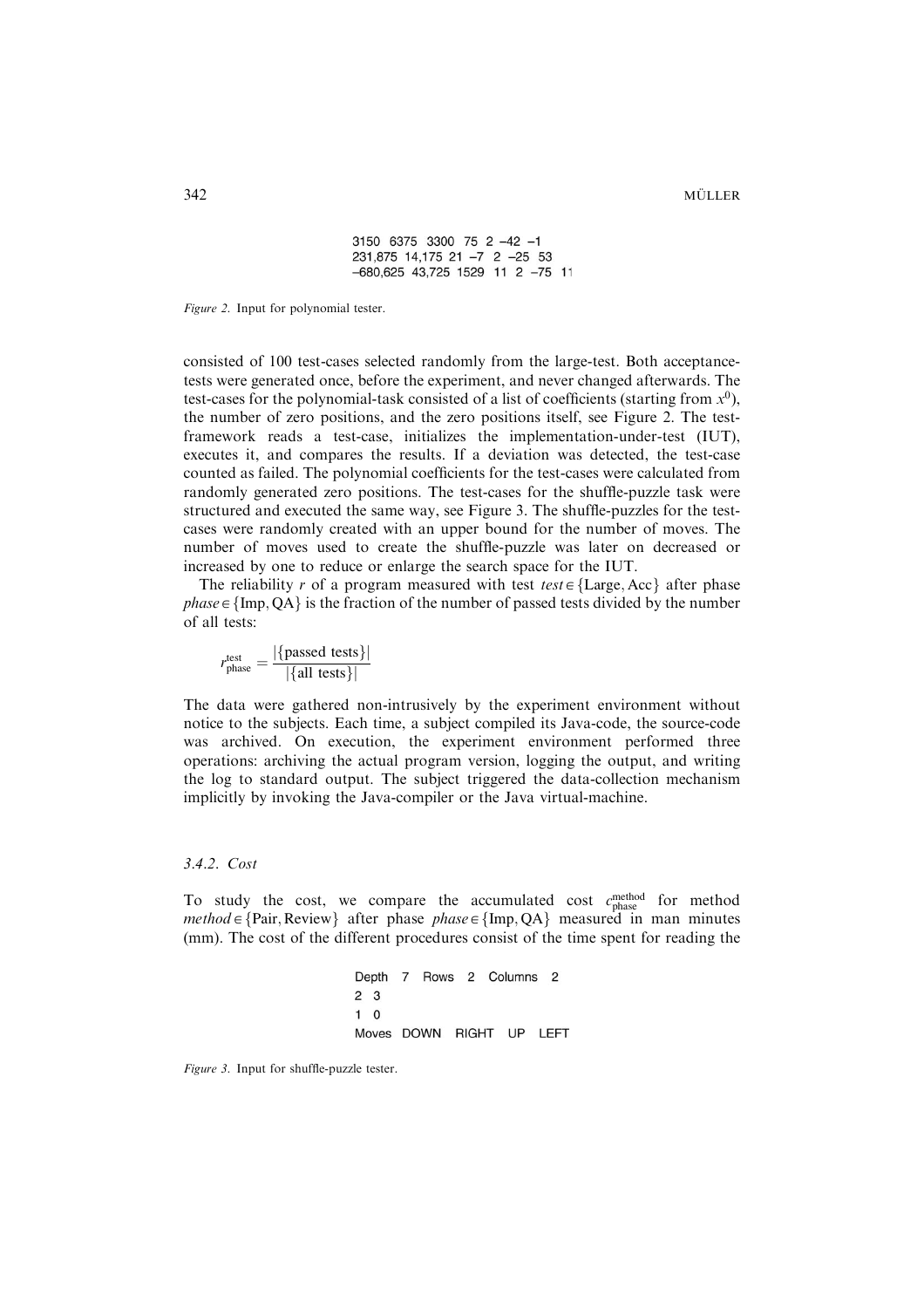```
3150 6375 3300 75 2 −42 −1
231,875 14,175 21 −7 2 −25 53
−680,625 43,725 1529 11 2 −75 11
```

*Figure 2.* Input for polynomial tester.

consisted of 100 test-cases selected randomly from the large-test. Both acceptance-tests were generated once, before the experiment, and never changed afterwards. The test-cases for the polynomial-task consisted of a list of coefficients (starting from $x^0$), the number of zero positions, and the zero positions itself, see Figure 2. The test-framework reads a test-case, initializes the implementation-under-test (IUT), executes it, and compares the results. If a deviation was detected, the test-case counted as failed. The polynomial coefficients for the test-cases were calculated from randomly generated zero positions. The test-cases for the shuffle-puzzle task were structured and executed the same way, see Figure 3. The shuffle-puzzles for the test-cases were randomly created with an upper bound for the number of moves. The number of moves used to create the shuffle-puzzle was later on decreased or increased by one to reduce or enlarge the search space for the IUT.

The reliability $r$ of a program measured with test $test \in \{\text{Large}, \text{Acc}\}$ after phase $phase \in \{\text{Imp}, \text{QA}\}$ is the fraction of the number of passed tests divided by the number of all tests:

$$r_{\text{phase}}^{\text{test}} = \frac{|\{\text{passed tests}\}|}{|\{\text{all tests}\}|}$$

The data were gathered non-intrusively by the experiment environment without notice to the subjects. Each time, a subject compiled its Java-code, the source-code was archived. On execution, the experiment environment performed three operations: archiving the actual program version, logging the output, and writing the log to standard output. The subject triggered the data-collection mechanism implicitly by invoking the Java-compiler or the Java virtual-machine.

### 3.4.2. Cost

To study the cost, we compare the accumulated cost $c_{\text{phase}}^{\text{method}}$ for method $method \in \{\text{Pair}, \text{Review}\}$ after phase $phase \in \{\text{Imp}, \text{QA}\}$ measured in man minutes (mm). The cost of the different procedures consist of the time spent for reading the

```
Depth 7 Rows 2 Columns 2
2 3
1 0
Moves DOWN RIGHT UP LEFT
```

*Figure 3.* Input for shuffle-puzzle tester.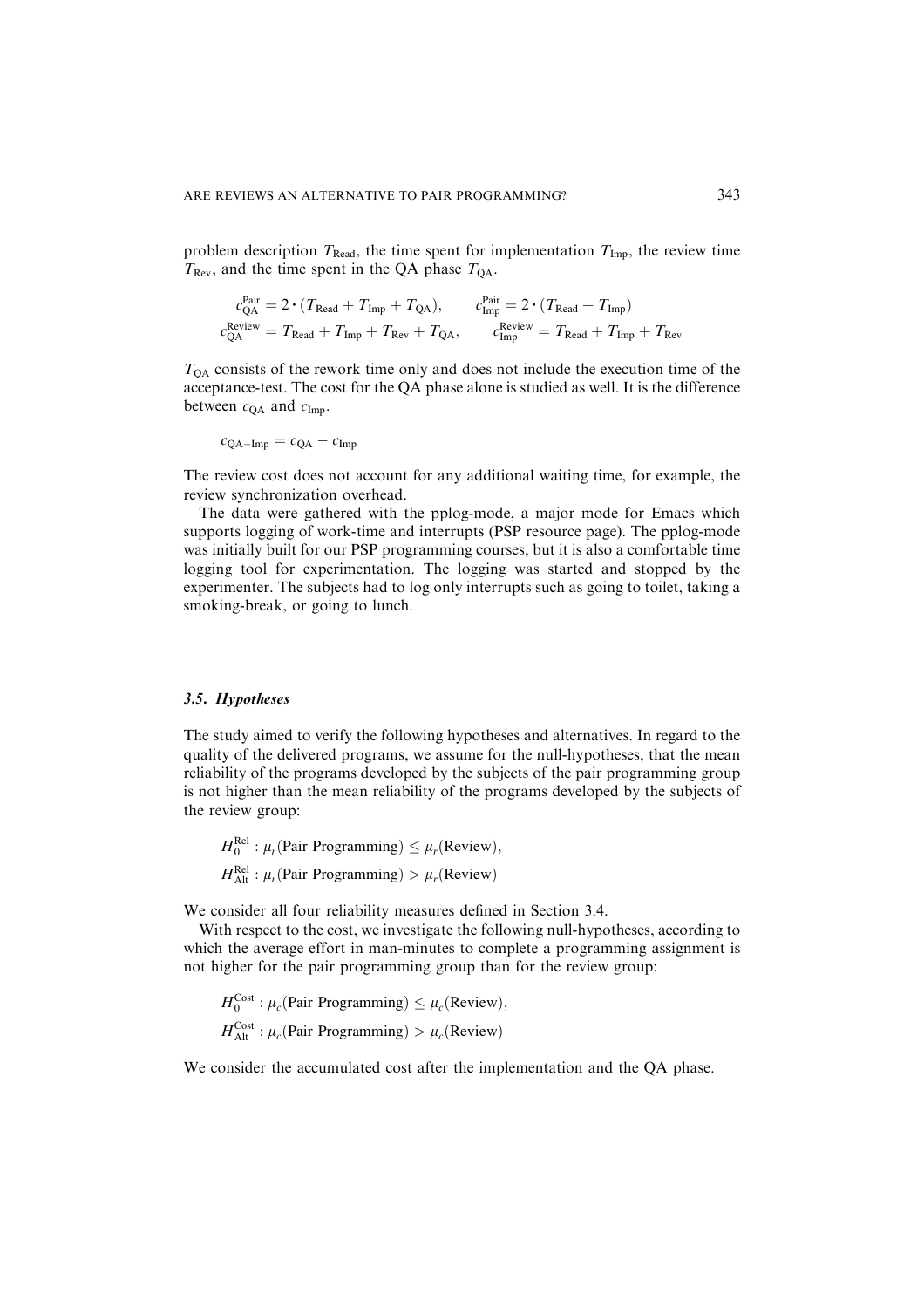problem description $T_{\text{Read}}$, the time spent for implementation $T_{\text{Imp}}$, the review time $T_{\text{Rev}}$, and the time spent in the QA phase $T_{\text{QA}}$.

$$c_{\text{QA}}^{\text{Pair}} = 2 \cdot (T_{\text{Read}} + T_{\text{Imp}} + T_{\text{QA}}), \qquad c_{\text{Imp}}^{\text{Pair}} = 2 \cdot (T_{\text{Read}} + T_{\text{Imp}})$$

$$c_{\text{QA}}^{\text{Review}} = T_{\text{Read}} + T_{\text{Imp}} + T_{\text{Rev}} + T_{\text{QA}}, \qquad c_{\text{Imp}}^{\text{Review}} = T_{\text{Read}} + T_{\text{Imp}} + T_{\text{Rev}}$$

$T_{\text{QA}}$ consists of the rework time only and does not include the execution time of the acceptance-test. The cost for the QA phase alone is studied as well. It is the difference between $c_{\text{QA}}$ and $c_{\text{Imp}}$.

$$c_{\text{QA}-\text{Imp}} = c_{\text{QA}} - c_{\text{Imp}}$$

The review cost does not account for any additional waiting time, for example, the review synchronization overhead.

The data were gathered with the pplog-mode, a major mode for Emacs which supports logging of work-time and interrupts (PSP resource page). The pplog-mode was initially built for our PSP programming courses, but it is also a comfortable time logging tool for experimentation. The logging was started and stopped by the experimenter. The subjects had to log only interrupts such as going to toilet, taking a smoking-break, or going to lunch.

### *3.5. Hypotheses*

The study aimed to verify the following hypotheses and alternatives. In regard to the quality of the delivered programs, we assume for the null-hypotheses, that the mean reliability of the programs developed by the subjects of the pair programming group is not higher than the mean reliability of the programs developed by the subjects of the review group:

$$H_0^{\text{Rel}} : \mu_r(\text{Pair Programming}) \leq \mu_r(\text{Review}),$$

$$H_{\text{Alt}}^{\text{Rel}} : \mu_r(\text{Pair Programming}) > \mu_r(\text{Review})$$

We consider all four reliability measures defined in Section 3.4.

With respect to the cost, we investigate the following null-hypotheses, according to which the average effort in man-minutes to complete a programming assignment is not higher for the pair programming group than for the review group:

$$H_0^{\text{Cost}} : \mu_c(\text{Pair Programming}) \leq \mu_c(\text{Review}),$$

$$H_{\text{Alt}}^{\text{Cost}} : \mu_c(\text{Pair Programming}) > \mu_c(\text{Review})$$

We consider the accumulated cost after the implementation and the QA phase.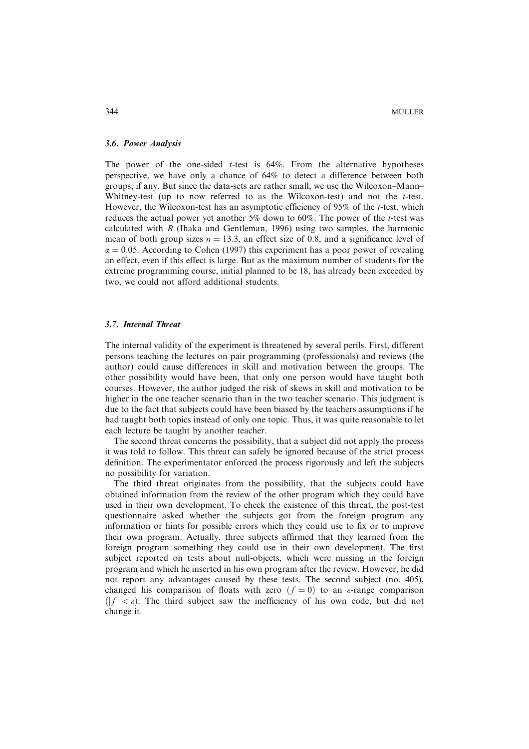### 3.6. Power Analysis

The power of the one-sided $t$-test is 64%. From the alternative hypotheses perspective, we have only a chance of 64% to detect a difference between both groups, if any. But since the data-sets are rather small, we use the Wilcoxon–Mann–Whitney-test (up to now referred to as the Wilcoxon-test) and not the $t$-test. However, the Wilcoxon-test has an asymptotic efficiency of 95% of the $t$-test, which reduces the actual power yet another 5% down to 60%. The power of the $t$-test was calculated with *R* (Ihaka and Gentleman, 1996) using two samples, the harmonic mean of both group sizes $n = 13.3$, an effect size of 0.8, and a significance level of $\alpha = 0.05$. According to Cohen (1997) this experiment has a poor power of revealing an effect, even if this effect is large. But as the maximum number of students for the extreme programming course, initial planned to be 18, has already been exceeded by two, we could not afford additional students.

### 3.7. Internal Threat

The internal validity of the experiment is threatened by several perils. First, different persons teaching the lectures on pair programming (professionals) and reviews (the author) could cause differences in skill and motivation between the groups. The other possibility would have been, that only one person would have taught both courses. However, the author judged the risk of skews in skill and motivation to be higher in the one teacher scenario than in the two teacher scenario. This judgment is due to the fact that subjects could have been biased by the teachers assumptions if he had taught both topics instead of only one topic. Thus, it was quite reasonable to let each lecture be taught by another teacher.

The second threat concerns the possibility, that a subject did not apply the process it was told to follow. This threat can safely be ignored because of the strict process definition. The experimentator enforced the process rigorously and left the subjects no possibility for variation.

The third threat originates from the possibility, that the subjects could have obtained information from the review of the other program which they could have used in their own development. To check the existence of this threat, the post-test questionnaire asked whether the subjects got from the foreign program any information or hints for possible errors which they could use to fix or to improve their own program. Actually, three subjects affirmed that they learned from the foreign program something they could use in their own development. The first subject reported on tests about null-objects, which were missing in the foreign program and which he inserted in his own program after the review. However, he did not report any advantages caused by these tests. The second subject (no. 405), changed his comparison of floats with zero ($f = 0$) to an $\varepsilon$-range comparison ($|f| < \varepsilon$). The third subject saw the inefficiency of his own code, but did not change it.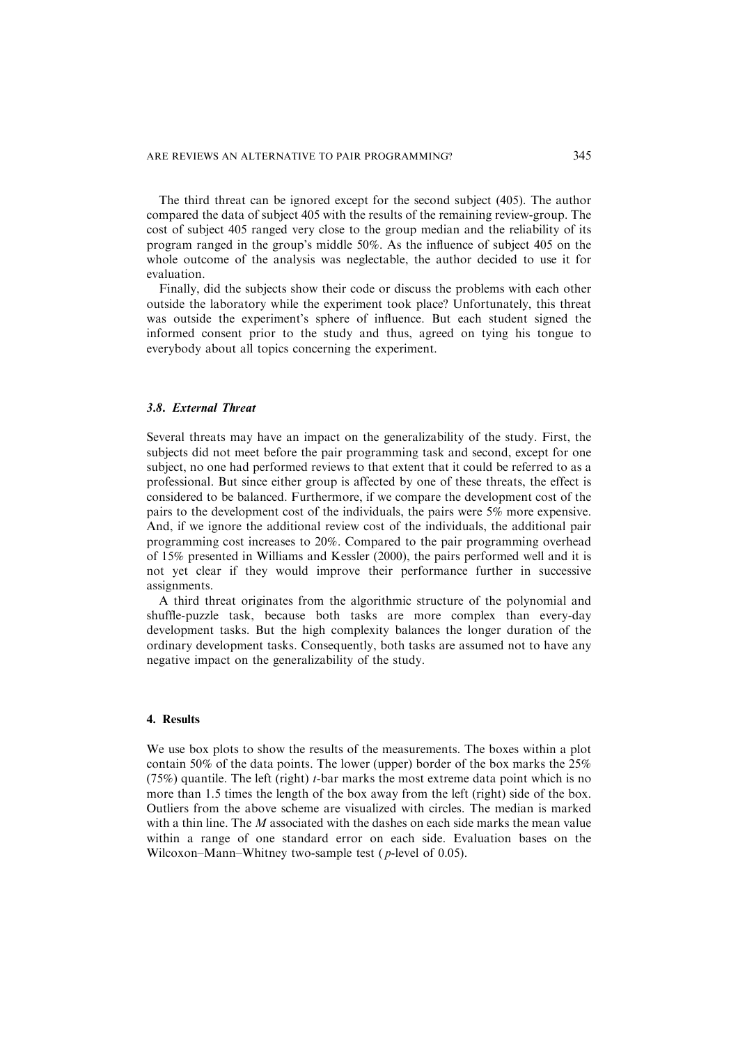The third threat can be ignored except for the second subject (405). The author compared the data of subject 405 with the results of the remaining review-group. The cost of subject 405 ranged very close to the group median and the reliability of its program ranged in the group's middle 50%. As the influence of subject 405 on the whole outcome of the analysis was neglectable, the author decided to use it for evaluation.

Finally, did the subjects show their code or discuss the problems with each other outside the laboratory while the experiment took place? Unfortunately, this threat was outside the experiment's sphere of influence. But each student signed the informed consent prior to the study and thus, agreed on tying his tongue to everybody about all topics concerning the experiment.

### 3.8. *External Threat*

Several threats may have an impact on the generalizability of the study. First, the subjects did not meet before the pair programming task and second, except for one subject, no one had performed reviews to that extent that it could be referred to as a professional. But since either group is affected by one of these threats, the effect is considered to be balanced. Furthermore, if we compare the development cost of the pairs to the development cost of the individuals, the pairs were 5% more expensive. And, if we ignore the additional review cost of the individuals, the additional pair programming cost increases to 20%. Compared to the pair programming overhead of 15% presented in Williams and Kessler (2000), the pairs performed well and it is not yet clear if they would improve their performance further in successive assignments.

A third threat originates from the algorithmic structure of the polynomial and shuffle-puzzle task, because both tasks are more complex than every-day development tasks. But the high complexity balances the longer duration of the ordinary development tasks. Consequently, both tasks are assumed not to have any negative impact on the generalizability of the study.

## 4. Results

We use box plots to show the results of the measurements. The boxes within a plot contain 50% of the data points. The lower (upper) border of the box marks the 25% (75%) quantile. The left (right) *t*-bar marks the most extreme data point which is no more than 1.5 times the length of the box away from the left (right) side of the box. Outliers from the above scheme are visualized with circles. The median is marked with a thin line. The *M* associated with the dashes on each side marks the mean value within a range of one standard error on each side. Evaluation bases on the Wilcoxon–Mann–Whitney two-sample test (*p*-level of 0.05).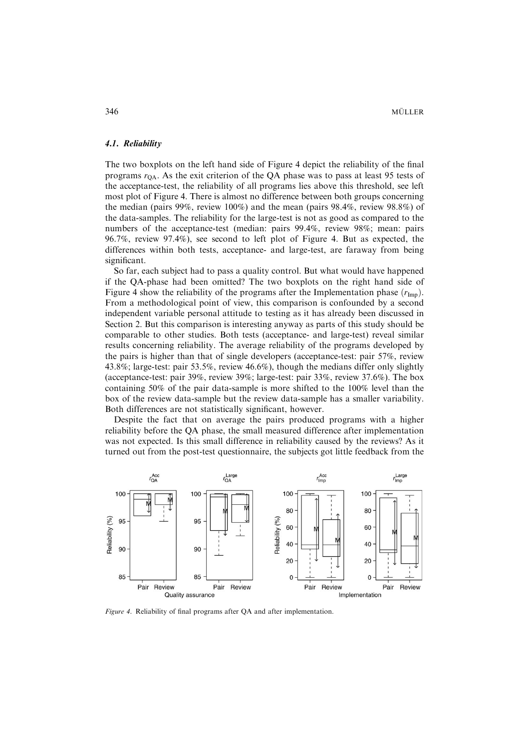### 4.1. *Reliability*

The two boxplots on the left hand side of Figure 4 depict the reliability of the final programs $r_{QA}$. As the exit criterion of the QA phase was to pass at least 95 tests of the acceptance-test, the reliability of all programs lies above this threshold, see left most plot of Figure 4. There is almost no difference between both groups concerning the median (pairs 99%, review 100%) and the mean (pairs 98.4%, review 98.8%) of the data-samples. The reliability for the large-test is not as good as compared to the numbers of the acceptance-test (median: pairs 99.4%, review 98%; mean: pairs 96.7%, review 97.4%), see second to left plot of Figure 4. But as expected, the differences within both tests, acceptance- and large-test, are faraway from being significant.

So far, each subject had to pass a quality control. But what would have happened if the QA-phase had been omitted? The two boxplots on the right hand side of Figure 4 show the reliability of the programs after the Implementation phase ($r_{Imp}$). From a methodological point of view, this comparison is confounded by a second independent variable personal attitude to testing as it has already been discussed in Section 2. But this comparison is interesting anyway as parts of this study should be comparable to other studies. Both tests (acceptance- and large-test) reveal similar results concerning reliability. The average reliability of the programs developed by the pairs is higher than that of single developers (acceptance-test: pair 57%, review 43.8%; large-test: pair 53.5%, review 46.6%), though the medians differ only slightly (acceptance-test: pair 39%, review 39%; large-test: pair 33%, review 37.6%). The box containing 50% of the pair data-sample is more shifted to the 100% level than the box of the review data-sample but the review data-sample has a smaller variability. Both differences are not statistically significant, however.

Despite the fact that on average the pairs produced programs with a higher reliability before the QA phase, the small measured difference after implementation was not expected. Is this small difference in reliability caused by the reviews? As it turned out from the post-test questionnaire, the subjects got little feedback from the

*Figure 4.* Reliability of final programs after QA and after implementation.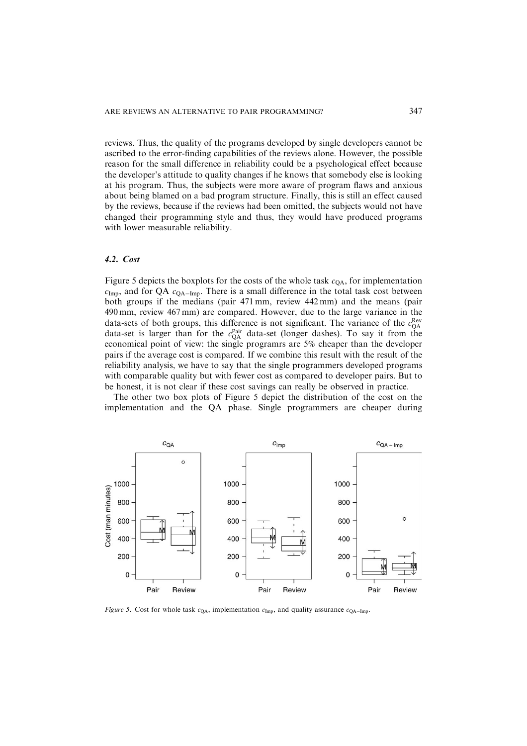reviews. Thus, the quality of the programs developed by single developers cannot be ascribed to the error-finding capabilities of the reviews alone. However, the possible reason for the small difference in reliability could be a psychological effect because the developer's attitude to quality changes if he knows that somebody else is looking at his program. Thus, the subjects were more aware of program flaws and anxious about being blamed on a bad program structure. Finally, this is still an effect caused by the reviews, because if the reviews had been omitted, the subjects would not have changed their programming style and thus, they would have produced programs with lower measurable reliability.

### 4.2. Cost

Figure 5 depicts the boxplots for the costs of the whole task $c_{\text{QA}}$, for implementation $c_{\text{Imp}}$, and for QA $c_{\text{QA}-\text{Imp}}$. There is a small difference in the total task cost between both groups if the medians (pair 471 mm, review 442 mm) and the means (pair 490 mm, review 467 mm) are compared. However, due to the large variance in the data-sets of both groups, this difference is not significant. The variance of the $c_{\text{QA}}^{\text{Rev}}$ data-set is larger than for the $c_{\text{QA}}^{\text{Pair}}$ data-set (longer dashes). To say it from the economical point of view: the single programrs are 5% cheaper than the developer pairs if the average cost is compared. If we combine this result with the result of the reliability analysis, we have to say that the single programmers developed programs with comparable quality but with fewer cost as compared to developer pairs. But to be honest, it is not clear if these cost savings can really be observed in practice.

The other two box plots of Figure 5 depict the distribution of the cost on the implementation and the QA phase. Single programmers are cheaper during

*Figure 5.* Cost for whole task $c_{\text{QA}}$, implementation $c_{\text{Imp}}$, and quality assurance $c_{\text{QA}-\text{Imp}}$.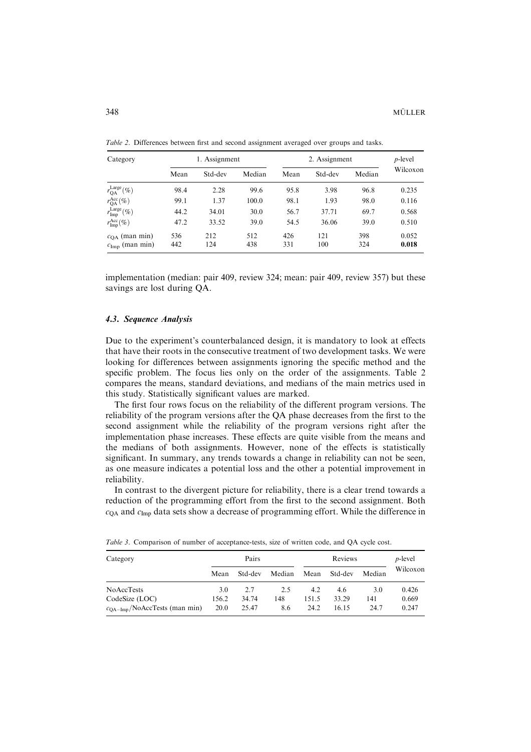*Table 2*. Differences between first and second assignment averaged over groups and tasks.

| Category | 1. Assignment | | | 2. Assignment | | | $p$-level |
|---|---|---|---|---|---|---|---|
| | Mean | Std-dev | Median | Mean | Std-dev | Median | Wilcoxon |
| $r_{\mathrm{QA}}^{\mathrm{Large}}(\%)$ | 98.4 | 2.28 | 99.6 | 95.8 | 3.98 | 96.8 | 0.235 |
| $r_{\mathrm{QA}}^{\mathrm{Acc}}(\%)$ | 99.1 | 1.37 | 100.0 | 98.1 | 1.93 | 98.0 | 0.116 |
| $r_{\mathrm{Imp}}^{\mathrm{Large}}(\%)$ | 44.2 | 34.01 | 30.0 | 56.7 | 37.71 | 69.7 | 0.568 |
| $r_{\mathrm{Imp}}^{\mathrm{Acc}}(\%)$ | 47.2 | 33.52 | 39.0 | 54.5 | 36.06 | 39.0 | 0.510 |
| $c_{\mathrm{QA}}$ (man min) | 536 | 212 | 512 | 426 | 121 | 398 | 0.052 |
| $c_{\mathrm{Imp}}$ (man min) | 442 | 124 | 438 | 331 | 100 | 324 | **0.018** |

implementation (median: pair 409, review 324; mean: pair 409, review 357) but these savings are lost during QA.

### *4.3. Sequence Analysis*

Due to the experiment's counterbalanced design, it is mandatory to look at effects that have their roots in the consecutive treatment of two development tasks. We were looking for differences between assignments ignoring the specific method and the specific problem. The focus lies only on the order of the assignments. Table 2 compares the means, standard deviations, and medians of the main metrics used in this study. Statistically significant values are marked.

The first four rows focus on the reliability of the different program versions. The reliability of the program versions after the QA phase decreases from the first to the second assignment while the reliability of the program versions right after the implementation phase increases. These effects are quite visible from the means and the medians of both assignments. However, none of the effects is statistically significant. In summary, any trends towards a change in reliability can not be seen, as one measure indicates a potential loss and the other a potential improvement in reliability.

In contrast to the divergent picture for reliability, there is a clear trend towards a reduction of the programming effort from the first to the second assignment. Both $c_{\mathrm{QA}}$ and $c_{\mathrm{Imp}}$ data sets show a decrease of programming effort. While the difference in

*Table 3*. Comparison of number of acceptance-tests, size of written code, and QA cycle cost.

| Category | Pairs | | | Reviews | | | $p$-level |
|---|---|---|---|---|---|---|---|
| | Mean | Std-dev | Median | Mean | Std-dev | Median | Wilcoxon |
| NoAccTests | 3.0 | 2.7 | 2.5 | 4.2 | 4.6 | 3.0 | 0.426 |
| CodeSize (LOC) | 156.2 | 34.74 | 148 | 151.5 | 33.29 | 141 | 0.669 |
| $c_{\mathrm{QA-Imp}}$/NoAccTests (man min) | 20.0 | 25.47 | 8.6 | 24.2 | 16.15 | 24.7 | 0.247 |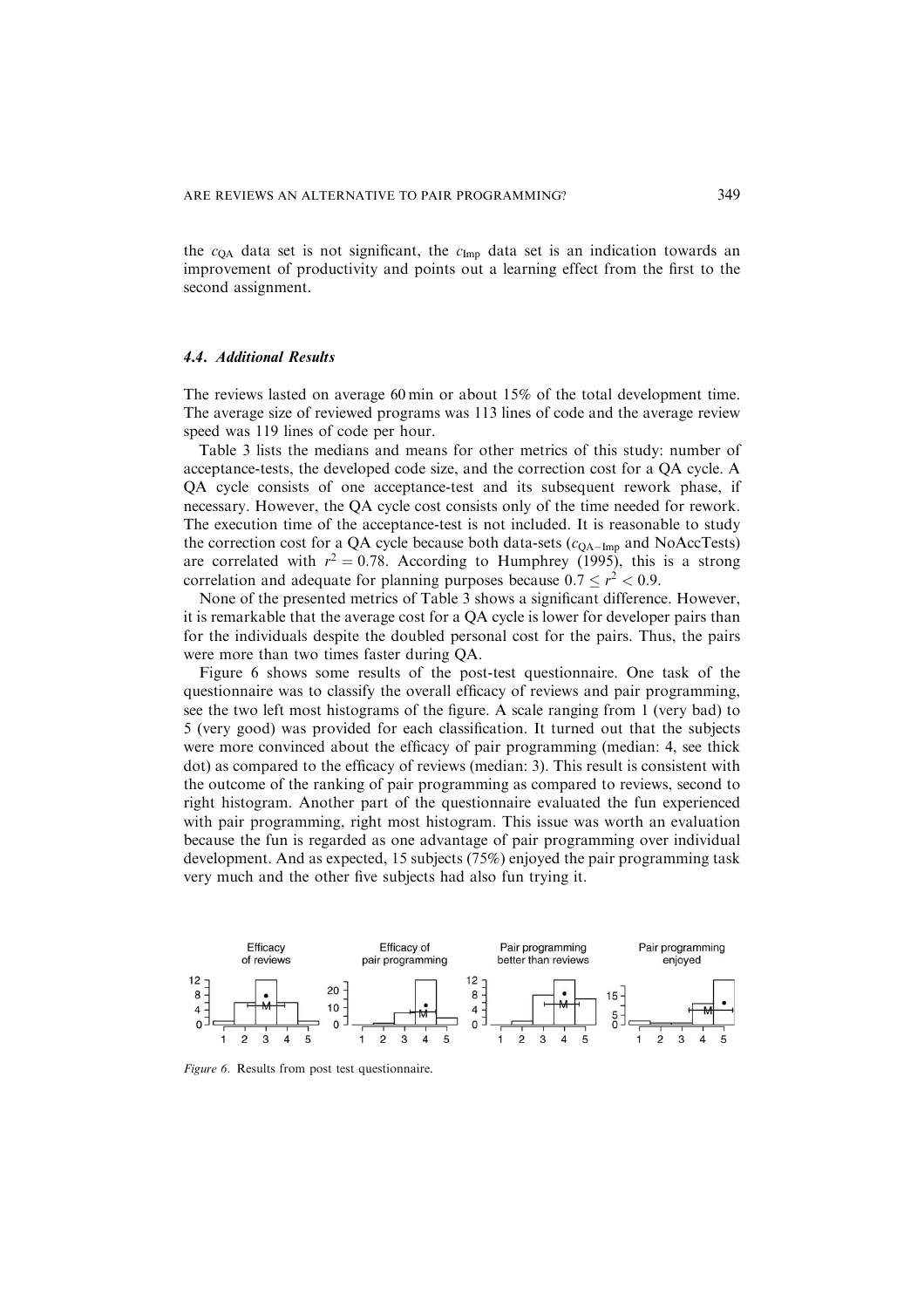the $c_{QA}$ data set is not significant, the $c_{Imp}$ data set is an indication towards an improvement of productivity and points out a learning effect from the first to the second assignment.

### 4.4. Additional Results

The reviews lasted on average 60 min or about 15% of the total development time. The average size of reviewed programs was 113 lines of code and the average review speed was 119 lines of code per hour.

Table 3 lists the medians and means for other metrics of this study: number of acceptance-tests, the developed code size, and the correction cost for a QA cycle. A QA cycle consists of one acceptance-test and its subsequent rework phase, if necessary. However, the QA cycle cost consists only of the time needed for rework. The execution time of the acceptance-test is not included. It is reasonable to study the correction cost for a QA cycle because both data-sets ($c_{QA-Imp}$ and NoAccTests) are correlated with $r^2 = 0.78$. According to Humphrey (1995), this is a strong correlation and adequate for planning purposes because $0.7 \leq r^2 < 0.9$.

None of the presented metrics of Table 3 shows a significant difference. However, it is remarkable that the average cost for a QA cycle is lower for developer pairs than for the individuals despite the doubled personal cost for the pairs. Thus, the pairs were more than two times faster during QA.

Figure 6 shows some results of the post-test questionnaire. One task of the questionnaire was to classify the overall efficacy of reviews and pair programming, see the two left most histograms of the figure. A scale ranging from 1 (very bad) to 5 (very good) was provided for each classification. It turned out that the subjects were more convinced about the efficacy of pair programming (median: 4, see thick dot) as compared to the efficacy of reviews (median: 3). This result is consistent with the outcome of the ranking of pair programming as compared to reviews, second to right histogram. Another part of the questionnaire evaluated the fun experienced with pair programming, right most histogram. This issue was worth an evaluation because the fun is regarded as one advantage of pair programming over individual development. And as expected, 15 subjects (75%) enjoyed the pair programming task very much and the other five subjects had also fun trying it.

*Figure 6*. Results from post test questionnaire.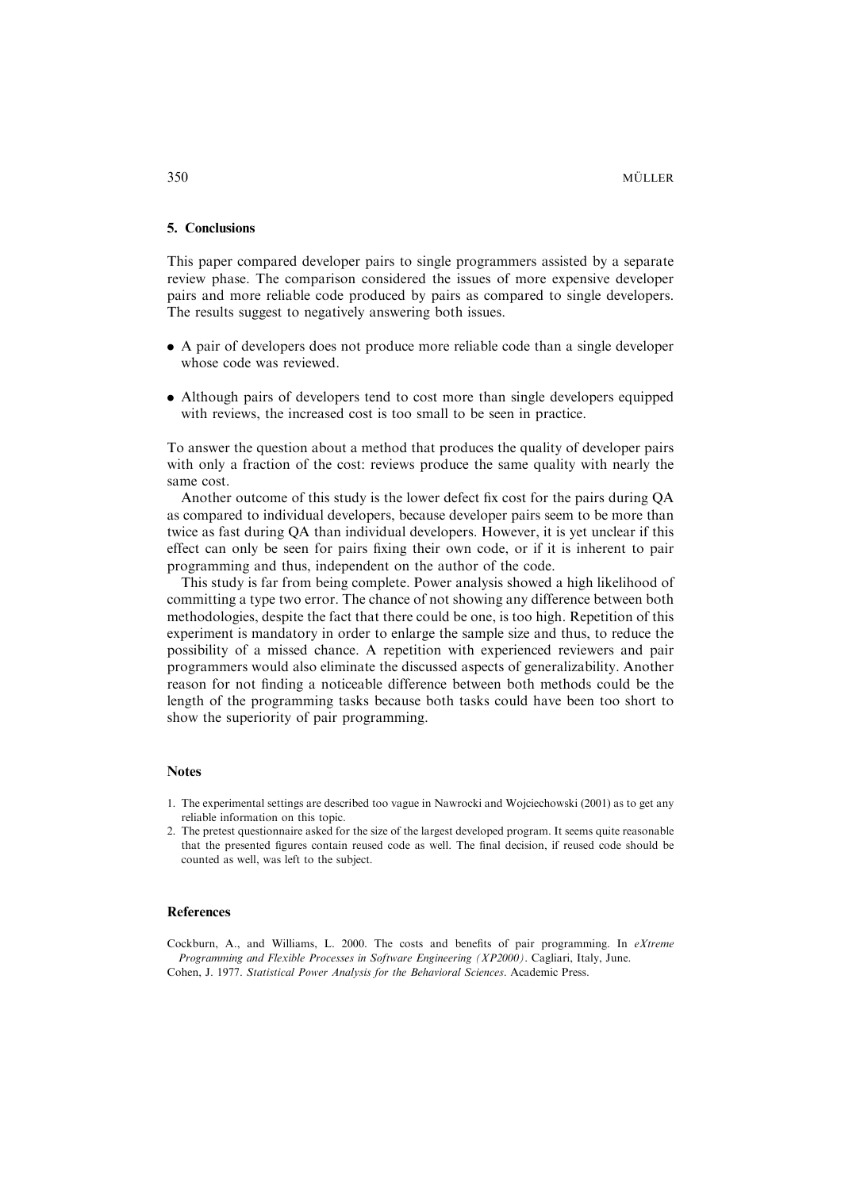## 5. Conclusions

This paper compared developer pairs to single programmers assisted by a separate review phase. The comparison considered the issues of more expensive developer pairs and more reliable code produced by pairs as compared to single developers. The results suggest to negatively answering both issues.

- A pair of developers does not produce more reliable code than a single developer whose code was reviewed.
- Although pairs of developers tend to cost more than single developers equipped with reviews, the increased cost is too small to be seen in practice.

To answer the question about a method that produces the quality of developer pairs with only a fraction of the cost: reviews produce the same quality with nearly the same cost.

Another outcome of this study is the lower defect fix cost for the pairs during QA as compared to individual developers, because developer pairs seem to be more than twice as fast during QA than individual developers. However, it is yet unclear if this effect can only be seen for pairs fixing their own code, or if it is inherent to pair programming and thus, independent on the author of the code.

This study is far from being complete. Power analysis showed a high likelihood of committing a type two error. The chance of not showing any difference between both methodologies, despite the fact that there could be one, is too high. Repetition of this experiment is mandatory in order to enlarge the sample size and thus, to reduce the possibility of a missed chance. A repetition with experienced reviewers and pair programmers would also eliminate the discussed aspects of generalizability. Another reason for not finding a noticeable difference between both methods could be the length of the programming tasks because both tasks could have been too short to show the superiority of pair programming.

## Notes

1. The experimental settings are described too vague in Nawrocki and Wojciechowski (2001) as to get any reliable information on this topic.
2. The pretest questionnaire asked for the size of the largest developed program. It seems quite reasonable that the presented figures contain reused code as well. The final decision, if reused code should be counted as well, was left to the subject.

## References

Cockburn, A., and Williams, L. 2000. The costs and benefits of pair programming. In *eXtreme Programming and Flexible Processes in Software Engineering (XP2000)*. Cagliari, Italy, June.

Cohen, J. 1977. *Statistical Power Analysis for the Behavioral Sciences*. Academic Press.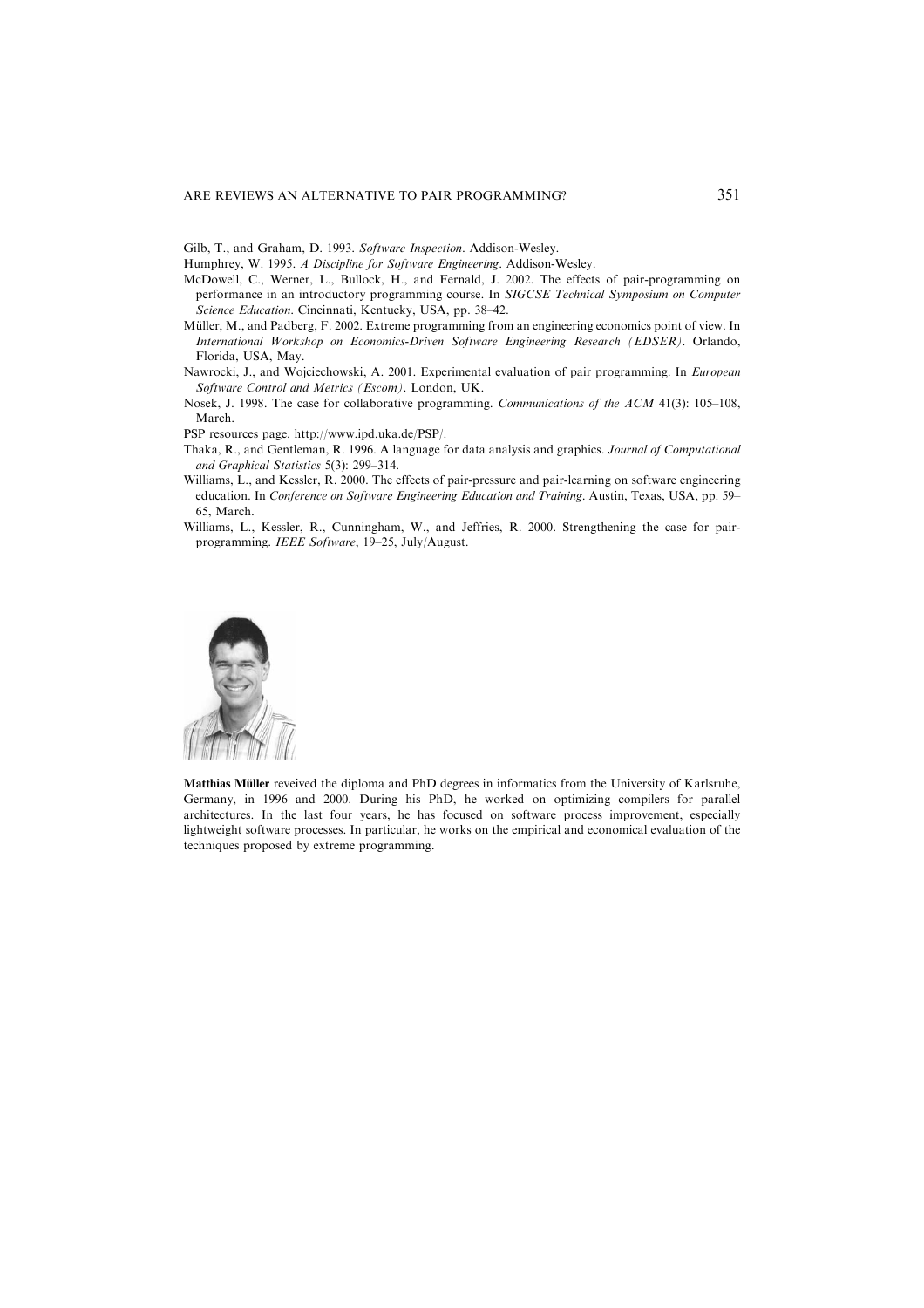Gilb, T., and Graham, D. 1993. *Software Inspection*. Addison-Wesley.

Humphrey, W. 1995. *A Discipline for Software Engineering*. Addison-Wesley.

McDowell, C., Werner, L., Bullock, H., and Fernald, J. 2002. The effects of pair-programming on performance in an introductory programming course. In *SIGCSE Technical Symposium on Computer Science Education*. Cincinnati, Kentucky, USA, pp. 38–42.

Müller, M., and Padberg, F. 2002. Extreme programming from an engineering economics point of view. In *International Workshop on Economics-Driven Software Engineering Research (EDSER)*. Orlando, Florida, USA, May.

Nawrocki, J., and Wojciechowski, A. 2001. Experimental evaluation of pair programming. In *European Software Control and Metrics (Escom)*. London, UK.

Nosek, J. 1998. The case for collaborative programming. *Communications of the ACM* 41(3): 105–108, March.

PSP resources page. http://www.ipd.uka.de/PSP/.

Thaka, R., and Gentleman, R. 1996. A language for data analysis and graphics. *Journal of Computational and Graphical Statistics* 5(3): 299–314.

Williams, L., and Kessler, R. 2000. The effects of pair-pressure and pair-learning on software engineering education. In *Conference on Software Engineering Education and Training*. Austin, Texas, USA, pp. 59–65, March.

Williams, L., Kessler, R., Cunningham, W., and Jeffries, R. 2000. Strengthening the case for pair-programming. *IEEE Software*, 19–25, July/August.

**Matthias Müller** reveived the diploma and PhD degrees in informatics from the University of Karlsruhe, Germany, in 1996 and 2000. During his PhD, he worked on optimizing compilers for parallel architectures. In the last four years, he has focused on software process improvement, especially lightweight software processes. In particular, he works on the empirical and economical evaluation of the techniques proposed by extreme programming.